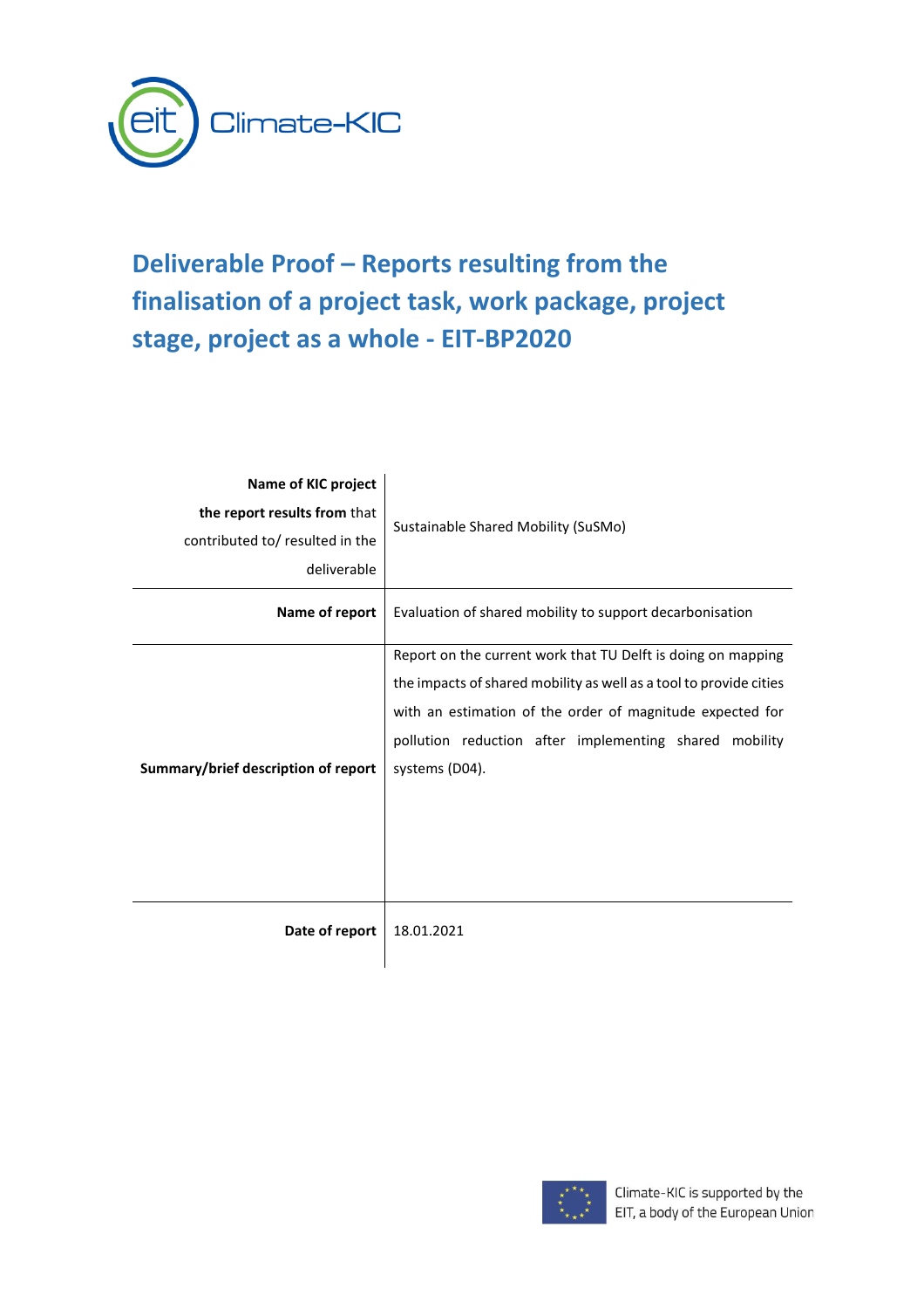# Deliverable Proof – Reports resulting from the finalisation of a project task, work package, project stage, project as a whole - EIT-BP2020

| | |
|---|---|
| **Name of KIC project the report results from** that contributed to/ resulted in the deliverable | Sustainable Shared Mobility (SuSMo) |
| **Name of report** | Evaluation of shared mobility to support decarbonisation |
| **Summary/brief description of report** | Report on the current work that TU Delft is doing on mapping the impacts of shared mobility as well as a tool to provide cities with an estimation of the order of magnitude expected for pollution reduction after implementing shared mobility systems (D04). |
| **Date of report** | 18.01.2021 |

Climate-KIC is supported by the EIT, a body of the European Union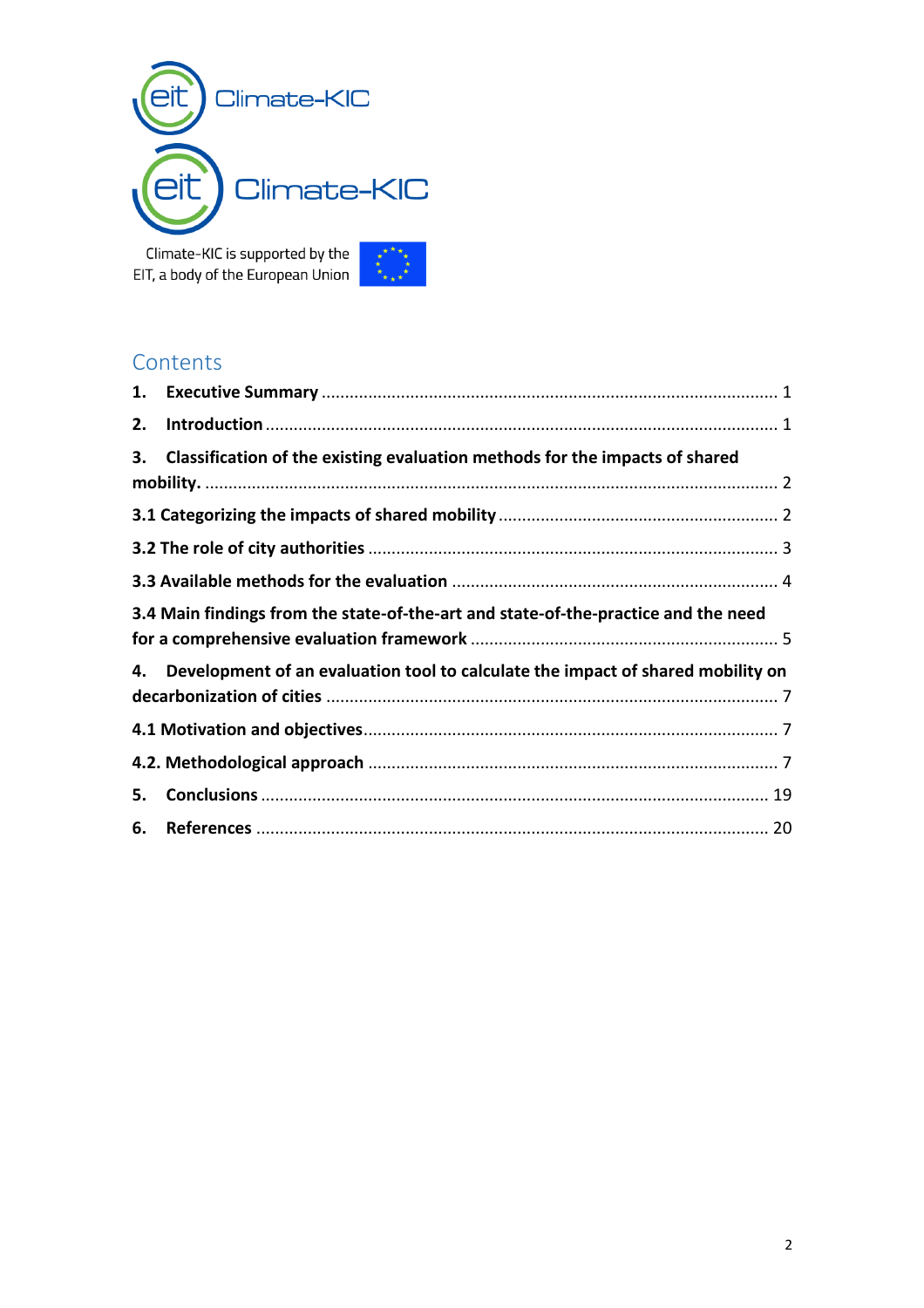Climate-KIC

Climate-KIC

Climate-KIC is supported by the EIT, a body of the European Union

## Contents

1. **Executive Summary** ........ 1
2. **Introduction** ........ 1
3. **Classification of the existing evaluation methods for the impacts of shared mobility.** ........ 2

**3.1 Categorizing the impacts of shared mobility** ........ 2

**3.2 The role of city authorities** ........ 3

**3.3 Available methods for the evaluation** ........ 4

**3.4 Main findings from the state-of-the-art and state-of-the-practice and the need for a comprehensive evaluation framework** ........ 5

4. **Development of an evaluation tool to calculate the impact of shared mobility on decarbonization of cities** ........ 7

**4.1 Motivation and objectives** ........ 7

**4.2. Methodological approach** ........ 7

5. **Conclusions** ........ 19
6. **References** ........ 20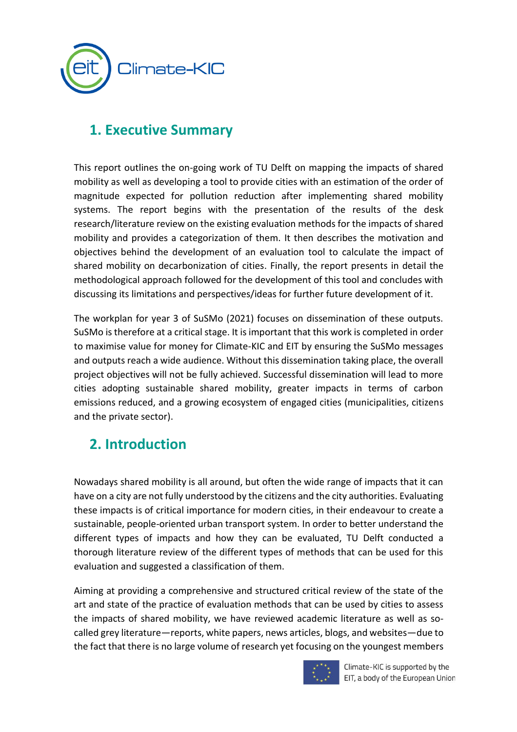## 1. Executive Summary

This report outlines the on-going work of TU Delft on mapping the impacts of shared mobility as well as developing a tool to provide cities with an estimation of the order of magnitude expected for pollution reduction after implementing shared mobility systems. The report begins with the presentation of the results of the desk research/literature review on the existing evaluation methods for the impacts of shared mobility and provides a categorization of them. It then describes the motivation and objectives behind the development of an evaluation tool to calculate the impact of shared mobility on decarbonization of cities. Finally, the report presents in detail the methodological approach followed for the development of this tool and concludes with discussing its limitations and perspectives/ideas for further future development of it.

The workplan for year 3 of SuSMo (2021) focuses on dissemination of these outputs. SuSMo is therefore at a critical stage. It is important that this work is completed in order to maximise value for money for Climate-KIC and EIT by ensuring the SuSMo messages and outputs reach a wide audience. Without this dissemination taking place, the overall project objectives will not be fully achieved. Successful dissemination will lead to more cities adopting sustainable shared mobility, greater impacts in terms of carbon emissions reduced, and a growing ecosystem of engaged cities (municipalities, citizens and the private sector).

## 2. Introduction

Nowadays shared mobility is all around, but often the wide range of impacts that it can have on a city are not fully understood by the citizens and the city authorities. Evaluating these impacts is of critical importance for modern cities, in their endeavour to create a sustainable, people-oriented urban transport system. In order to better understand the different types of impacts and how they can be evaluated, TU Delft conducted a thorough literature review of the different types of methods that can be used for this evaluation and suggested a classification of them.

Aiming at providing a comprehensive and structured critical review of the state of the art and state of the practice of evaluation methods that can be used by cities to assess the impacts of shared mobility, we have reviewed academic literature as well as so-called grey literature—reports, white papers, news articles, blogs, and websites—due to the fact that there is no large volume of research yet focusing on the youngest members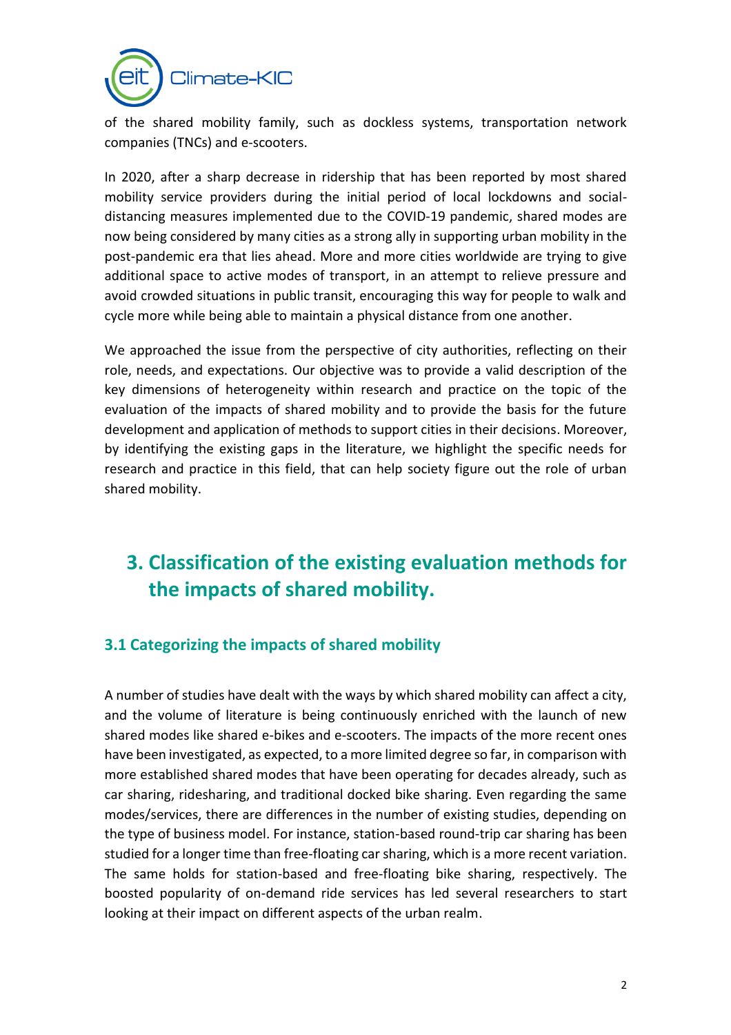of the shared mobility family, such as dockless systems, transportation network companies (TNCs) and e-scooters.

In 2020, after a sharp decrease in ridership that has been reported by most shared mobility service providers during the initial period of local lockdowns and social-distancing measures implemented due to the COVID-19 pandemic, shared modes are now being considered by many cities as a strong ally in supporting urban mobility in the post-pandemic era that lies ahead. More and more cities worldwide are trying to give additional space to active modes of transport, in an attempt to relieve pressure and avoid crowded situations in public transit, encouraging this way for people to walk and cycle more while being able to maintain a physical distance from one another.

We approached the issue from the perspective of city authorities, reflecting on their role, needs, and expectations. Our objective was to provide a valid description of the key dimensions of heterogeneity within research and practice on the topic of the evaluation of the impacts of shared mobility and to provide the basis for the future development and application of methods to support cities in their decisions. Moreover, by identifying the existing gaps in the literature, we highlight the specific needs for research and practice in this field, that can help society figure out the role of urban shared mobility.

# 3. Classification of the existing evaluation methods for the impacts of shared mobility.

## 3.1 Categorizing the impacts of shared mobility

A number of studies have dealt with the ways by which shared mobility can affect a city, and the volume of literature is being continuously enriched with the launch of new shared modes like shared e-bikes and e-scooters. The impacts of the more recent ones have been investigated, as expected, to a more limited degree so far, in comparison with more established shared modes that have been operating for decades already, such as car sharing, ridesharing, and traditional docked bike sharing. Even regarding the same modes/services, there are differences in the number of existing studies, depending on the type of business model. For instance, station-based round-trip car sharing has been studied for a longer time than free-floating car sharing, which is a more recent variation. The same holds for station-based and free-floating bike sharing, respectively. The boosted popularity of on-demand ride services has led several researchers to start looking at their impact on different aspects of the urban realm.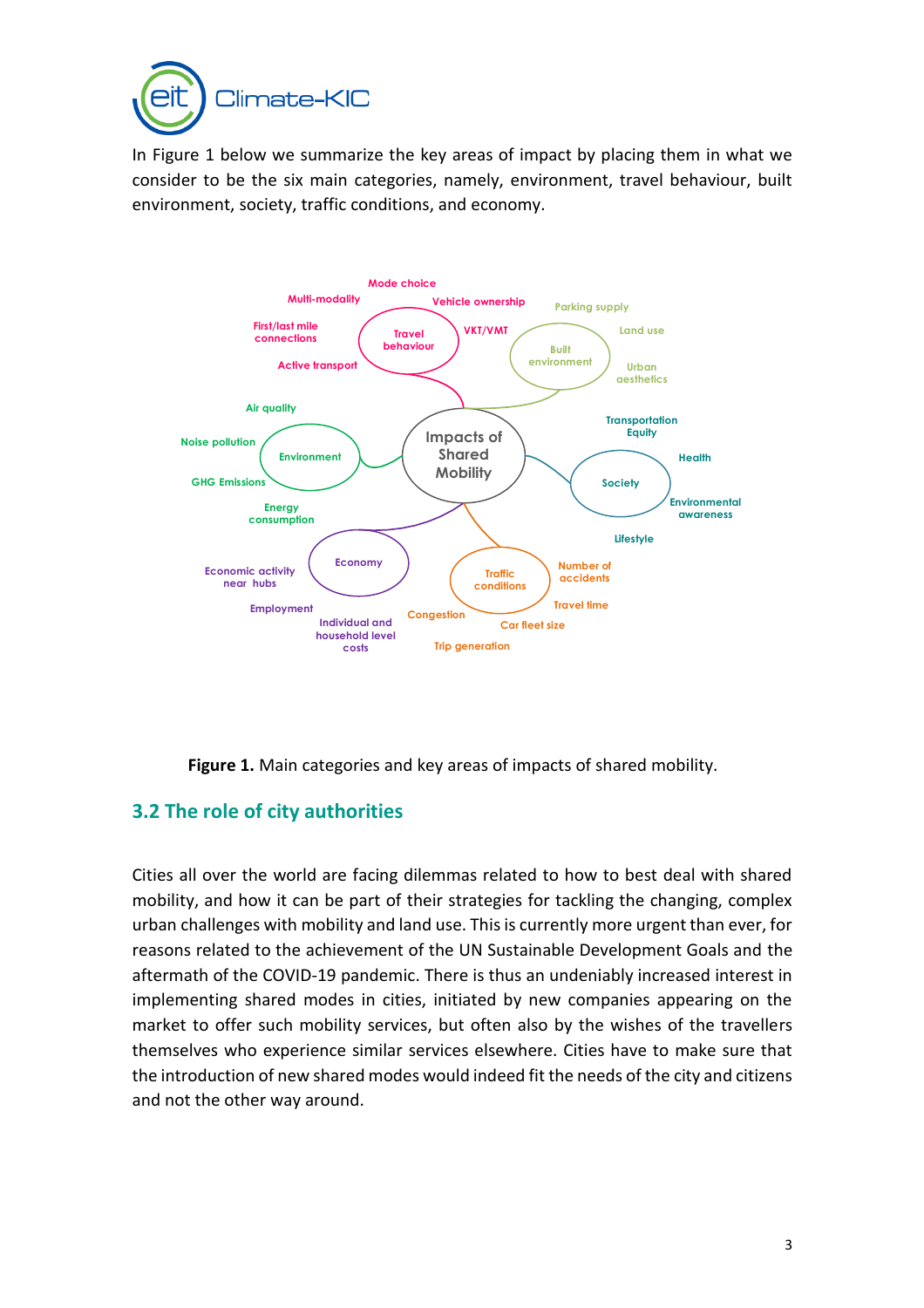In Figure 1 below we summarize the key areas of impact by placing them in what we consider to be the six main categories, namely, environment, travel behaviour, built environment, society, traffic conditions, and economy.

**Figure 1.** Main categories and key areas of impacts of shared mobility.

## 3.2 The role of city authorities

Cities all over the world are facing dilemmas related to how to best deal with shared mobility, and how it can be part of their strategies for tackling the changing, complex urban challenges with mobility and land use. This is currently more urgent than ever, for reasons related to the achievement of the UN Sustainable Development Goals and the aftermath of the COVID-19 pandemic. There is thus an undeniably increased interest in implementing shared modes in cities, initiated by new companies appearing on the market to offer such mobility services, but often also by the wishes of the travellers themselves who experience similar services elsewhere. Cities have to make sure that the introduction of new shared modes would indeed fit the needs of the city and citizens and not the other way around.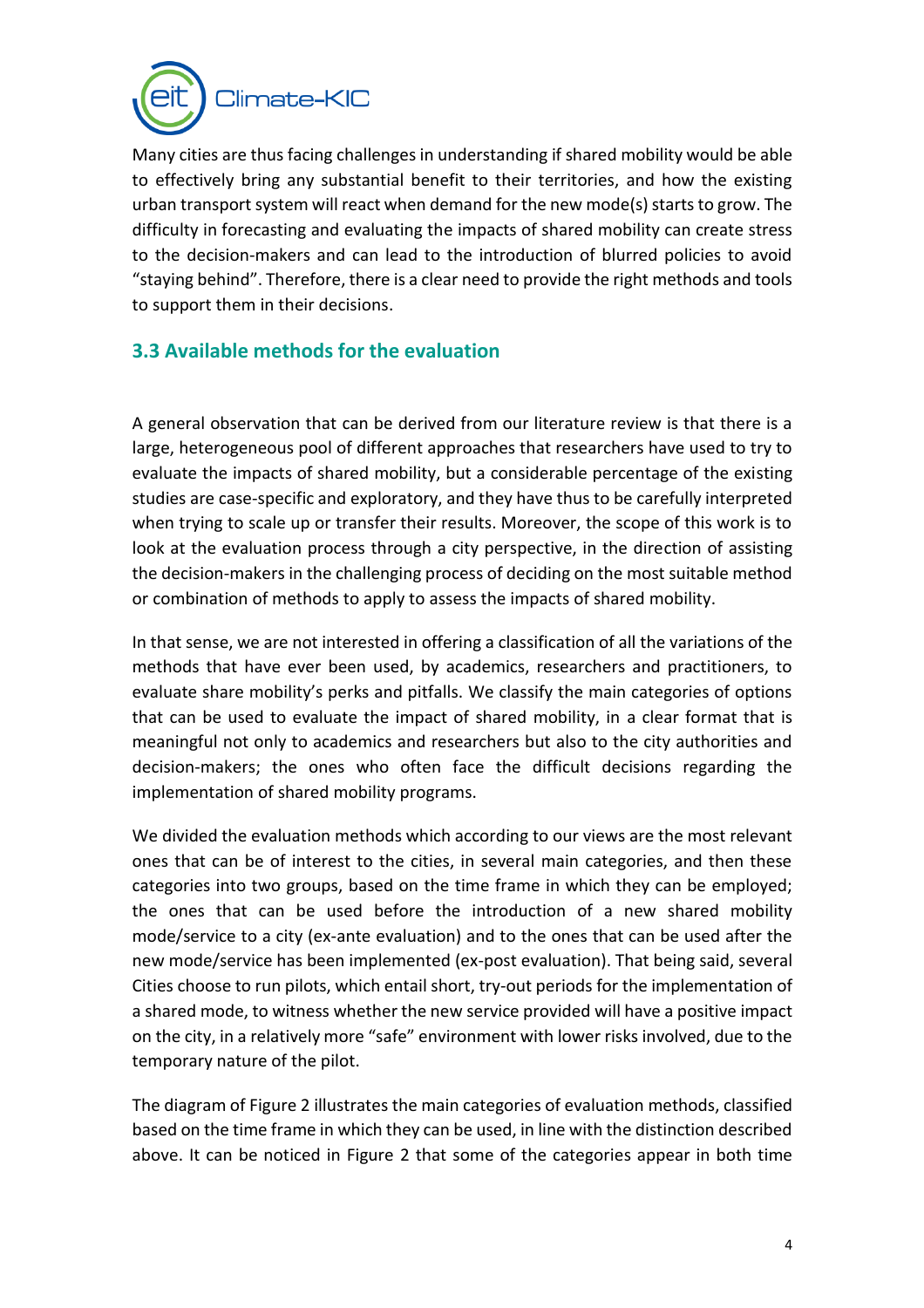Many cities are thus facing challenges in understanding if shared mobility would be able to effectively bring any substantial benefit to their territories, and how the existing urban transport system will react when demand for the new mode(s) starts to grow. The difficulty in forecasting and evaluating the impacts of shared mobility can create stress to the decision-makers and can lead to the introduction of blurred policies to avoid "staying behind". Therefore, there is a clear need to provide the right methods and tools to support them in their decisions.

## 3.3 Available methods for the evaluation

A general observation that can be derived from our literature review is that there is a large, heterogeneous pool of different approaches that researchers have used to try to evaluate the impacts of shared mobility, but a considerable percentage of the existing studies are case-specific and exploratory, and they have thus to be carefully interpreted when trying to scale up or transfer their results. Moreover, the scope of this work is to look at the evaluation process through a city perspective, in the direction of assisting the decision-makers in the challenging process of deciding on the most suitable method or combination of methods to apply to assess the impacts of shared mobility.

In that sense, we are not interested in offering a classification of all the variations of the methods that have ever been used, by academics, researchers and practitioners, to evaluate share mobility's perks and pitfalls. We classify the main categories of options that can be used to evaluate the impact of shared mobility, in a clear format that is meaningful not only to academics and researchers but also to the city authorities and decision-makers; the ones who often face the difficult decisions regarding the implementation of shared mobility programs.

We divided the evaluation methods which according to our views are the most relevant ones that can be of interest to the cities, in several main categories, and then these categories into two groups, based on the time frame in which they can be employed; the ones that can be used before the introduction of a new shared mobility mode/service to a city (ex-ante evaluation) and to the ones that can be used after the new mode/service has been implemented (ex-post evaluation). That being said, several Cities choose to run pilots, which entail short, try-out periods for the implementation of a shared mode, to witness whether the new service provided will have a positive impact on the city, in a relatively more "safe" environment with lower risks involved, due to the temporary nature of the pilot.

The diagram of Figure 2 illustrates the main categories of evaluation methods, classified based on the time frame in which they can be used, in line with the distinction described above. It can be noticed in Figure 2 that some of the categories appear in both time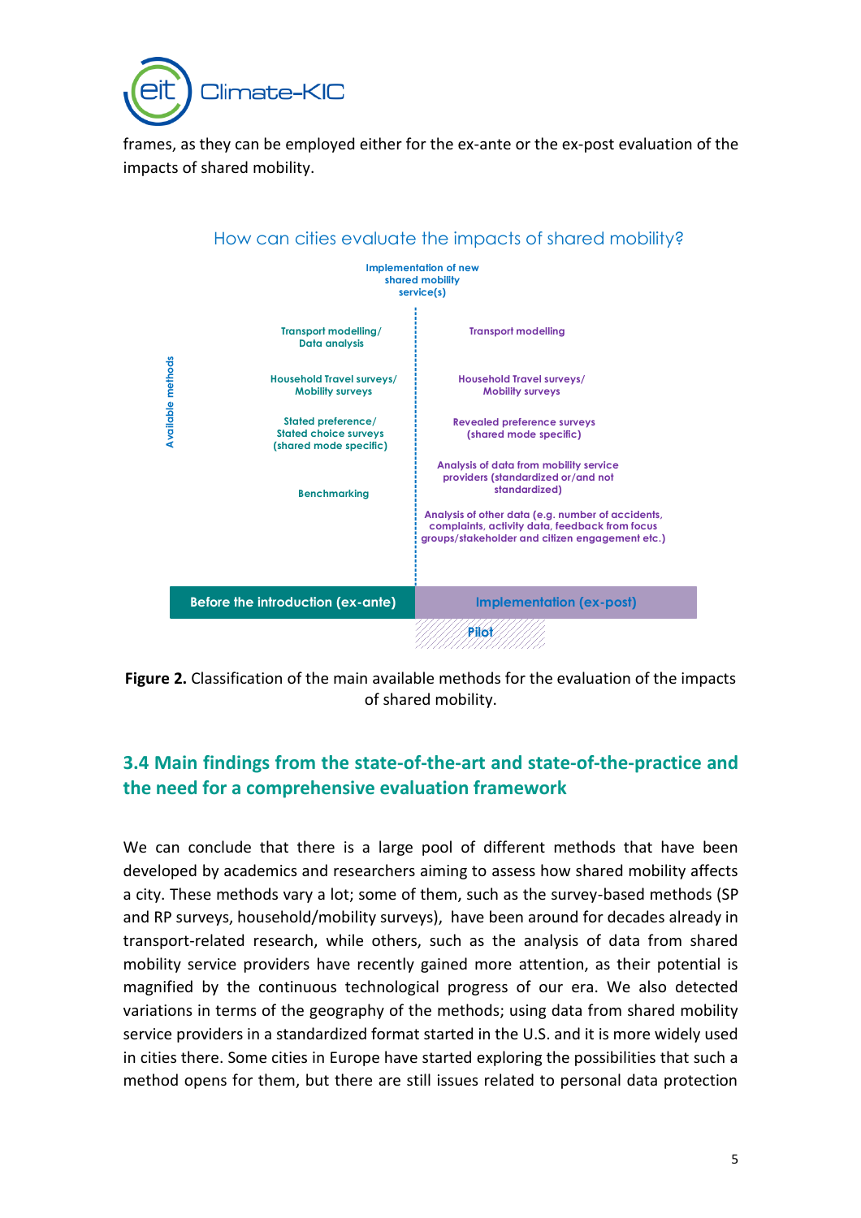frames, as they can be employed either for the ex-ante or the ex-post evaluation of the impacts of shared mobility.

How can cities evaluate the impacts of shared mobility?

Implementation of new shared mobility service(s)

Available methods

| Before the introduction (ex-ante) | Implementation (ex-post) |
| --- | --- |
| Transport modelling/ Data analysis | Transport modelling |
| Household Travel surveys/ Mobility surveys | Household Travel surveys/ Mobility surveys |
| Stated preference/ Stated choice surveys (shared mode specific) | Revealed preference surveys (shared mode specific) |
| Benchmarking | Analysis of data from mobility service providers (standardized or/and not standardized) |
| | Analysis of other data (e.g. number of accidents, complaints, activity data, feedback from focus groups/stakeholder and citizen engagement etc.) |

Pilot

**Figure 2.** Classification of the main available methods for the evaluation of the impacts of shared mobility.

## 3.4 Main findings from the state-of-the-art and state-of-the-practice and the need for a comprehensive evaluation framework

We can conclude that there is a large pool of different methods that have been developed by academics and researchers aiming to assess how shared mobility affects a city. These methods vary a lot; some of them, such as the survey-based methods (SP and RP surveys, household/mobility surveys), have been around for decades already in transport-related research, while others, such as the analysis of data from shared mobility service providers have recently gained more attention, as their potential is magnified by the continuous technological progress of our era. We also detected variations in terms of the geography of the methods; using data from shared mobility service providers in a standardized format started in the U.S. and it is more widely used in cities there. Some cities in Europe have started exploring the possibilities that such a method opens for them, but there are still issues related to personal data protection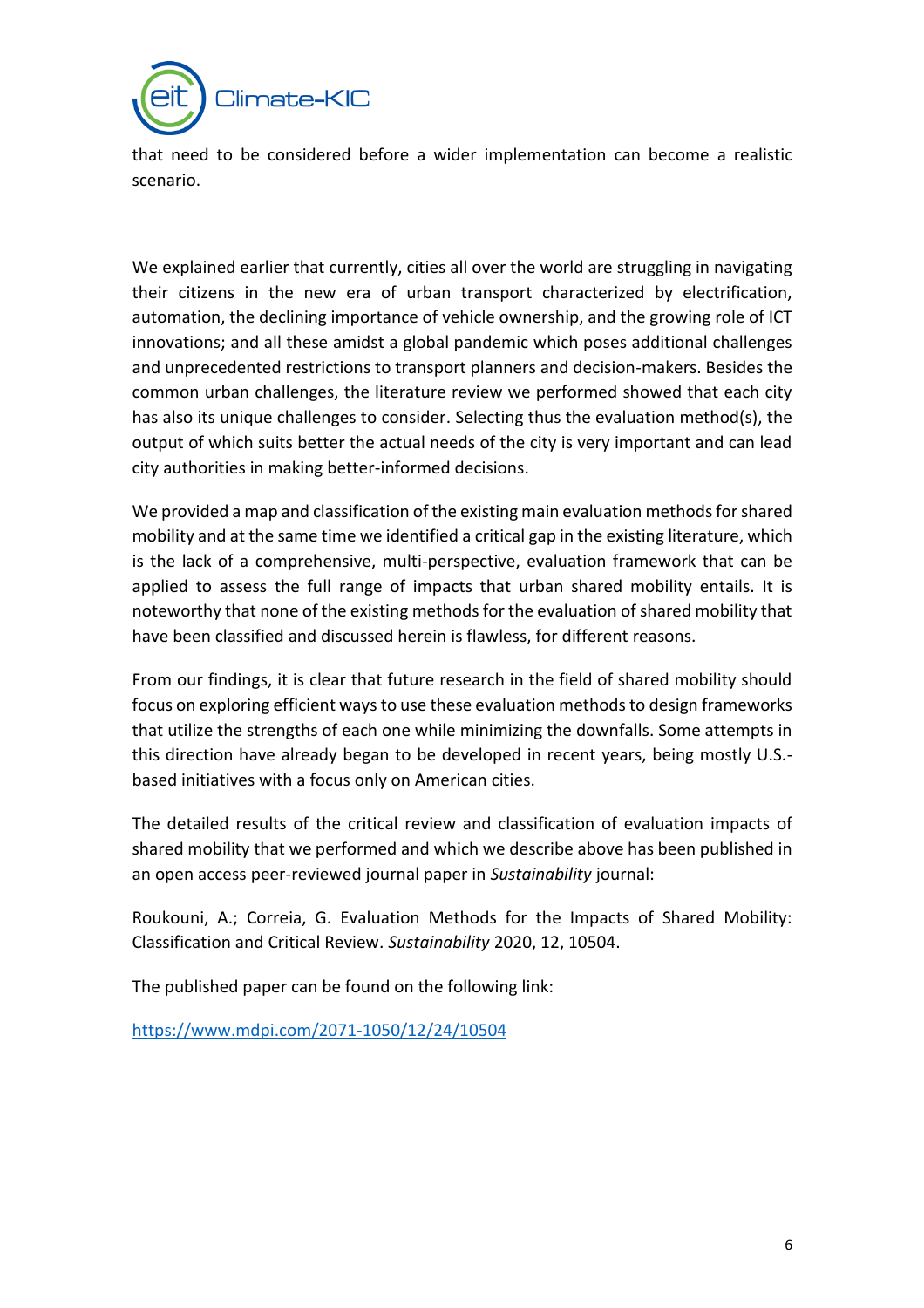that need to be considered before a wider implementation can become a realistic scenario.

We explained earlier that currently, cities all over the world are struggling in navigating their citizens in the new era of urban transport characterized by electrification, automation, the declining importance of vehicle ownership, and the growing role of ICT innovations; and all these amidst a global pandemic which poses additional challenges and unprecedented restrictions to transport planners and decision-makers. Besides the common urban challenges, the literature review we performed showed that each city has also its unique challenges to consider. Selecting thus the evaluation method(s), the output of which suits better the actual needs of the city is very important and can lead city authorities in making better-informed decisions.

We provided a map and classification of the existing main evaluation methods for shared mobility and at the same time we identified a critical gap in the existing literature, which is the lack of a comprehensive, multi-perspective, evaluation framework that can be applied to assess the full range of impacts that urban shared mobility entails. It is noteworthy that none of the existing methods for the evaluation of shared mobility that have been classified and discussed herein is flawless, for different reasons.

From our findings, it is clear that future research in the field of shared mobility should focus on exploring efficient ways to use these evaluation methods to design frameworks that utilize the strengths of each one while minimizing the downfalls. Some attempts in this direction have already began to be developed in recent years, being mostly U.S.-based initiatives with a focus only on American cities.

The detailed results of the critical review and classification of evaluation impacts of shared mobility that we performed and which we describe above has been published in an open access peer-reviewed journal paper in *Sustainability* journal:

Roukouni, A.; Correia, G. Evaluation Methods for the Impacts of Shared Mobility: Classification and Critical Review. *Sustainability* 2020, 12, 10504.

The published paper can be found on the following link:

https://www.mdpi.com/2071-1050/12/24/10504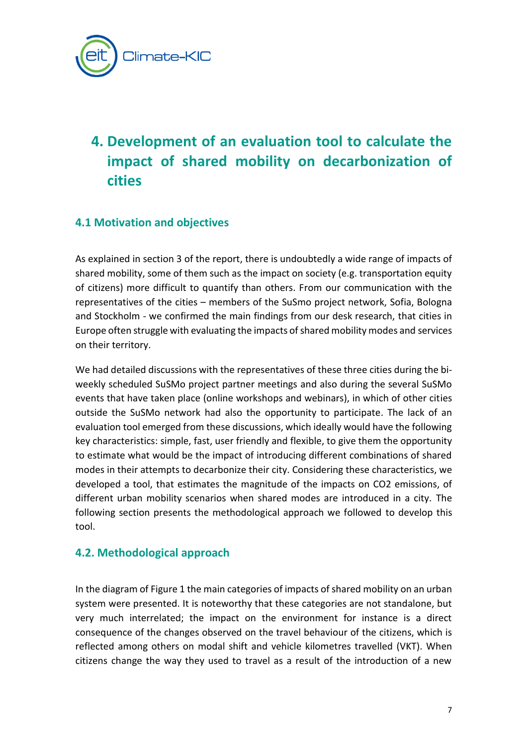# 4. Development of an evaluation tool to calculate the impact of shared mobility on decarbonization of cities

## 4.1 Motivation and objectives

As explained in section 3 of the report, there is undoubtedly a wide range of impacts of shared mobility, some of them such as the impact on society (e.g. transportation equity of citizens) more difficult to quantify than others. From our communication with the representatives of the cities – members of the SuSmo project network, Sofia, Bologna and Stockholm - we confirmed the main findings from our desk research, that cities in Europe often struggle with evaluating the impacts of shared mobility modes and services on their territory.

We had detailed discussions with the representatives of these three cities during the bi-weekly scheduled SuSMo project partner meetings and also during the several SuSMo events that have taken place (online workshops and webinars), in which of other cities outside the SuSMo network had also the opportunity to participate. The lack of an evaluation tool emerged from these discussions, which ideally would have the following key characteristics: simple, fast, user friendly and flexible, to give them the opportunity to estimate what would be the impact of introducing different combinations of shared modes in their attempts to decarbonize their city. Considering these characteristics, we developed a tool, that estimates the magnitude of the impacts on $CO_2$ emissions, of different urban mobility scenarios when shared modes are introduced in a city. The following section presents the methodological approach we followed to develop this tool.

## 4.2. Methodological approach

In the diagram of Figure 1 the main categories of impacts of shared mobility on an urban system were presented. It is noteworthy that these categories are not standalone, but very much interrelated; the impact on the environment for instance is a direct consequence of the changes observed on the travel behaviour of the citizens, which is reflected among others on modal shift and vehicle kilometres travelled (VKT). When citizens change the way they used to travel as a result of the introduction of a new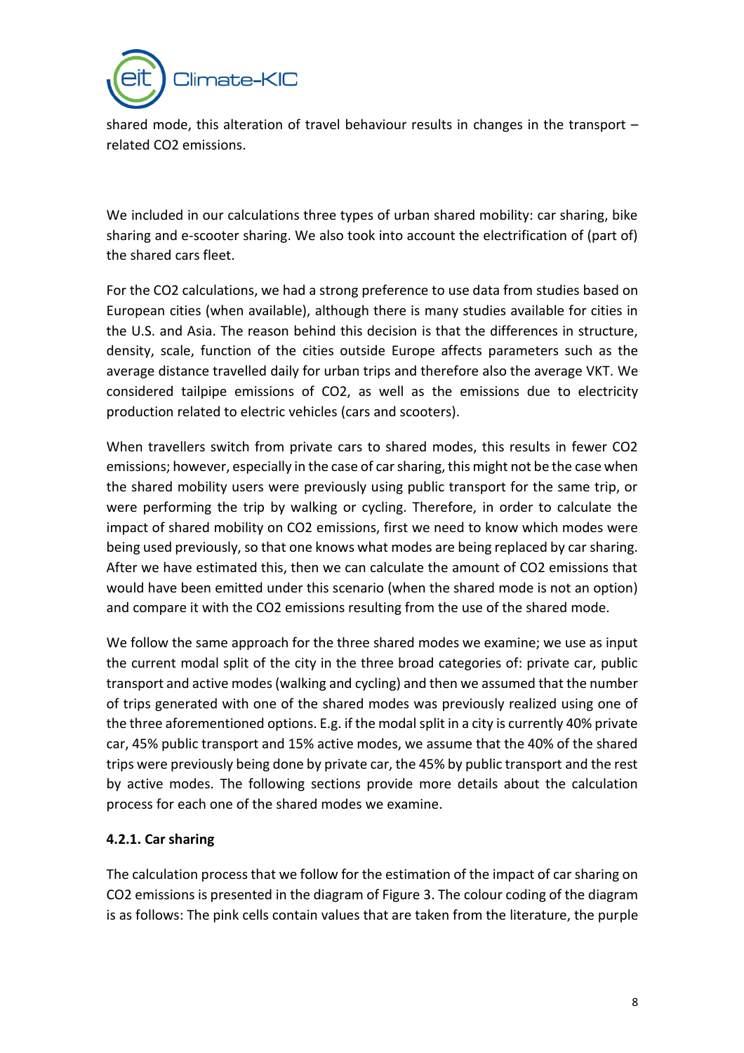shared mode, this alteration of travel behaviour results in changes in the transport – related $CO_2$ emissions.

We included in our calculations three types of urban shared mobility: car sharing, bike sharing and e-scooter sharing. We also took into account the electrification of (part of) the shared cars fleet.

For the $CO_2$ calculations, we had a strong preference to use data from studies based on European cities (when available), although there is many studies available for cities in the U.S. and Asia. The reason behind this decision is that the differences in structure, density, scale, function of the cities outside Europe affects parameters such as the average distance travelled daily for urban trips and therefore also the average VKT. We considered tailpipe emissions of $CO_2$, as well as the emissions due to electricity production related to electric vehicles (cars and scooters).

When travellers switch from private cars to shared modes, this results in fewer $CO_2$ emissions; however, especially in the case of car sharing, this might not be the case when the shared mobility users were previously using public transport for the same trip, or were performing the trip by walking or cycling. Therefore, in order to calculate the impact of shared mobility on $CO_2$ emissions, first we need to know which modes were being used previously, so that one knows what modes are being replaced by car sharing. After we have estimated this, then we can calculate the amount of $CO_2$ emissions that would have been emitted under this scenario (when the shared mode is not an option) and compare it with the $CO_2$ emissions resulting from the use of the shared mode.

We follow the same approach for the three shared modes we examine; we use as input the current modal split of the city in the three broad categories of: private car, public transport and active modes (walking and cycling) and then we assumed that the number of trips generated with one of the shared modes was previously realized using one of the three aforementioned options. E.g. if the modal split in a city is currently 40% private car, 45% public transport and 15% active modes, we assume that the 40% of the shared trips were previously being done by private car, the 45% by public transport and the rest by active modes. The following sections provide more details about the calculation process for each one of the shared modes we examine.

### 4.2.1. Car sharing

The calculation process that we follow for the estimation of the impact of car sharing on $CO_2$ emissions is presented in the diagram of Figure 3. The colour coding of the diagram is as follows: The pink cells contain values that are taken from the literature, the purple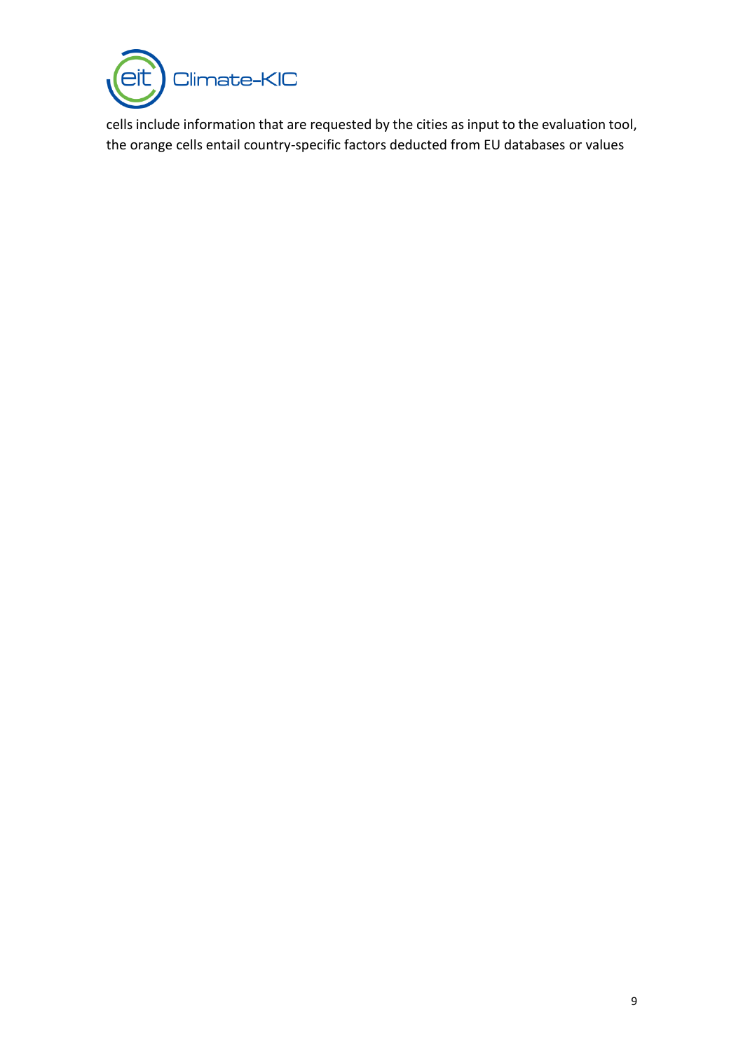cells include information that are requested by the cities as input to the evaluation tool, the orange cells entail country-specific factors deducted from EU databases or values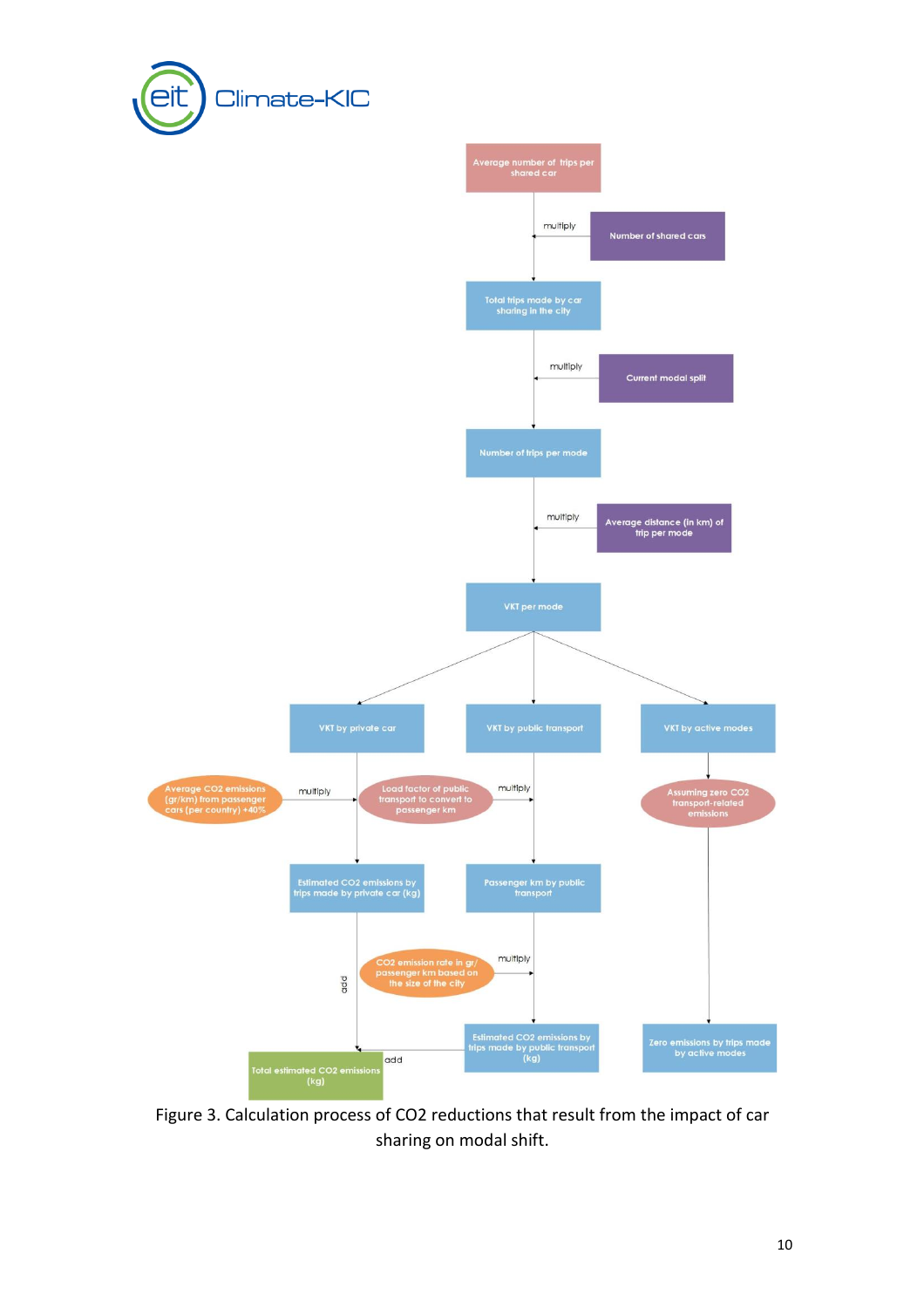Average number of trips per shared car

multiply

Number of shared cars

Total trips made by car sharing in the city

multiply

Current modal split

Number of trips per mode

multiply

Average distance (in km) of trip per mode

VKT per mode

VKT by private car

VKT by public transport

VKT by active modes

Average $CO_2$ emissions (gr/km) from passenger cars (per country) +40%

multiply

Load factor of public transport to convert to passenger km

multiply

Assuming zero $CO_2$ transport-related emissions

Estimated $CO_2$ emissions by trips made by private car (kg)

Passenger km by public transport

add

$CO_2$ emission rate in gr/passenger km based on the size of the city

multiply

Total estimated $CO_2$ emissions (kg)

add

Estimated $CO_2$ emissions by trips made by public transport (kg)

Zero emissions by trips made by active modes

Figure 3. Calculation process of CO2 reductions that result from the impact of car sharing on modal shift.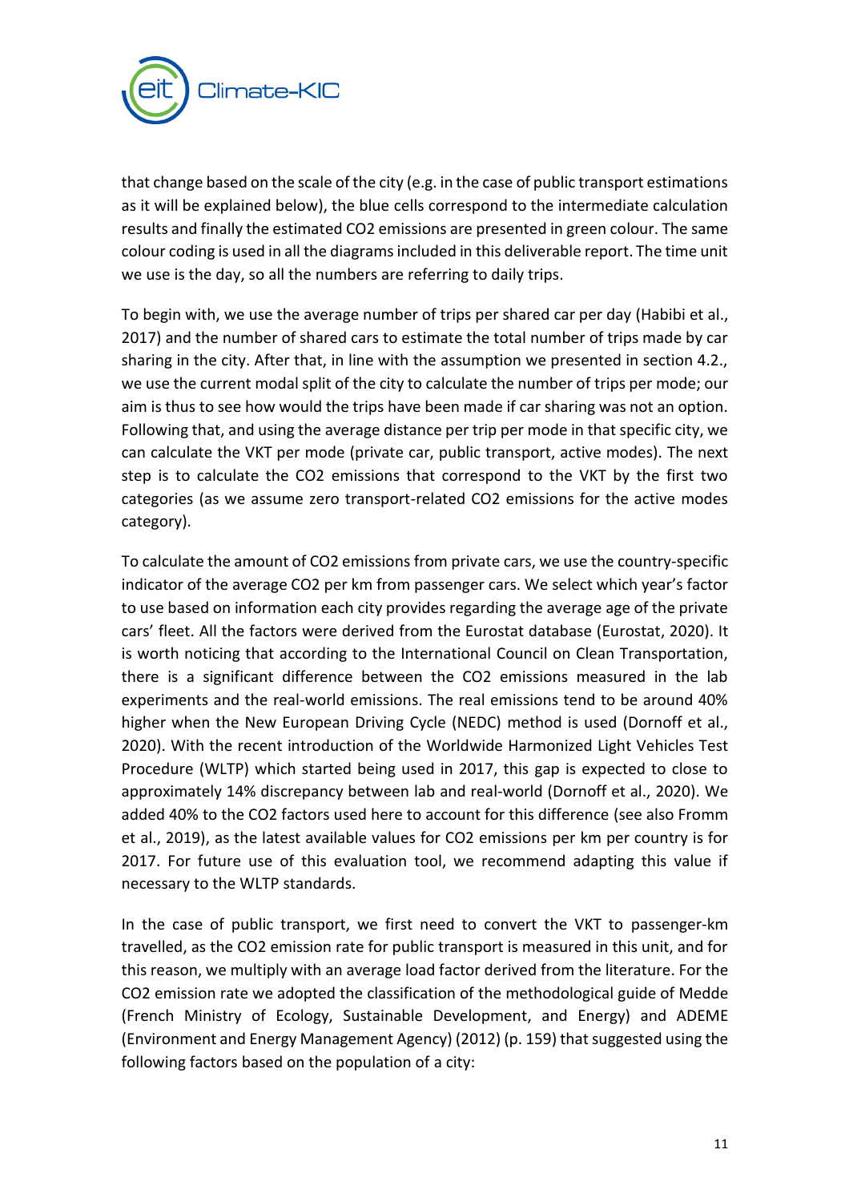that change based on the scale of the city (e.g. in the case of public transport estimations as it will be explained below), the blue cells correspond to the intermediate calculation results and finally the estimated $CO_2$ emissions are presented in green colour. The same colour coding is used in all the diagrams included in this deliverable report. The time unit we use is the day, so all the numbers are referring to daily trips.

To begin with, we use the average number of trips per shared car per day (Habibi et al., 2017) and the number of shared cars to estimate the total number of trips made by car sharing in the city. After that, in line with the assumption we presented in section 4.2., we use the current modal split of the city to calculate the number of trips per mode; our aim is thus to see how would the trips have been made if car sharing was not an option. Following that, and using the average distance per trip per mode in that specific city, we can calculate the VKT per mode (private car, public transport, active modes). The next step is to calculate the $CO_2$ emissions that correspond to the VKT by the first two categories (as we assume zero transport-related $CO_2$ emissions for the active modes category).

To calculate the amount of $CO_2$ emissions from private cars, we use the country-specific indicator of the average $CO_2$ per km from passenger cars. We select which year's factor to use based on information each city provides regarding the average age of the private cars' fleet. All the factors were derived from the Eurostat database (Eurostat, 2020). It is worth noticing that according to the International Council on Clean Transportation, there is a significant difference between the $CO_2$ emissions measured in the lab experiments and the real-world emissions. The real emissions tend to be around 40% higher when the New European Driving Cycle (NEDC) method is used (Dornoff et al., 2020). With the recent introduction of the Worldwide Harmonized Light Vehicles Test Procedure (WLTP) which started being used in 2017, this gap is expected to close to approximately 14% discrepancy between lab and real-world (Dornoff et al., 2020). We added 40% to the $CO_2$ factors used here to account for this difference (see also Fromm et al., 2019), as the latest available values for $CO_2$ emissions per km per country is for 2017. For future use of this evaluation tool, we recommend adapting this value if necessary to the WLTP standards.

In the case of public transport, we first need to convert the VKT to passenger-km travelled, as the $CO_2$ emission rate for public transport is measured in this unit, and for this reason, we multiply with an average load factor derived from the literature. For the $CO_2$ emission rate we adopted the classification of the methodological guide of Medde (French Ministry of Ecology, Sustainable Development, and Energy) and ADEME (Environment and Energy Management Agency) (2012) (p. 159) that suggested using the following factors based on the population of a city: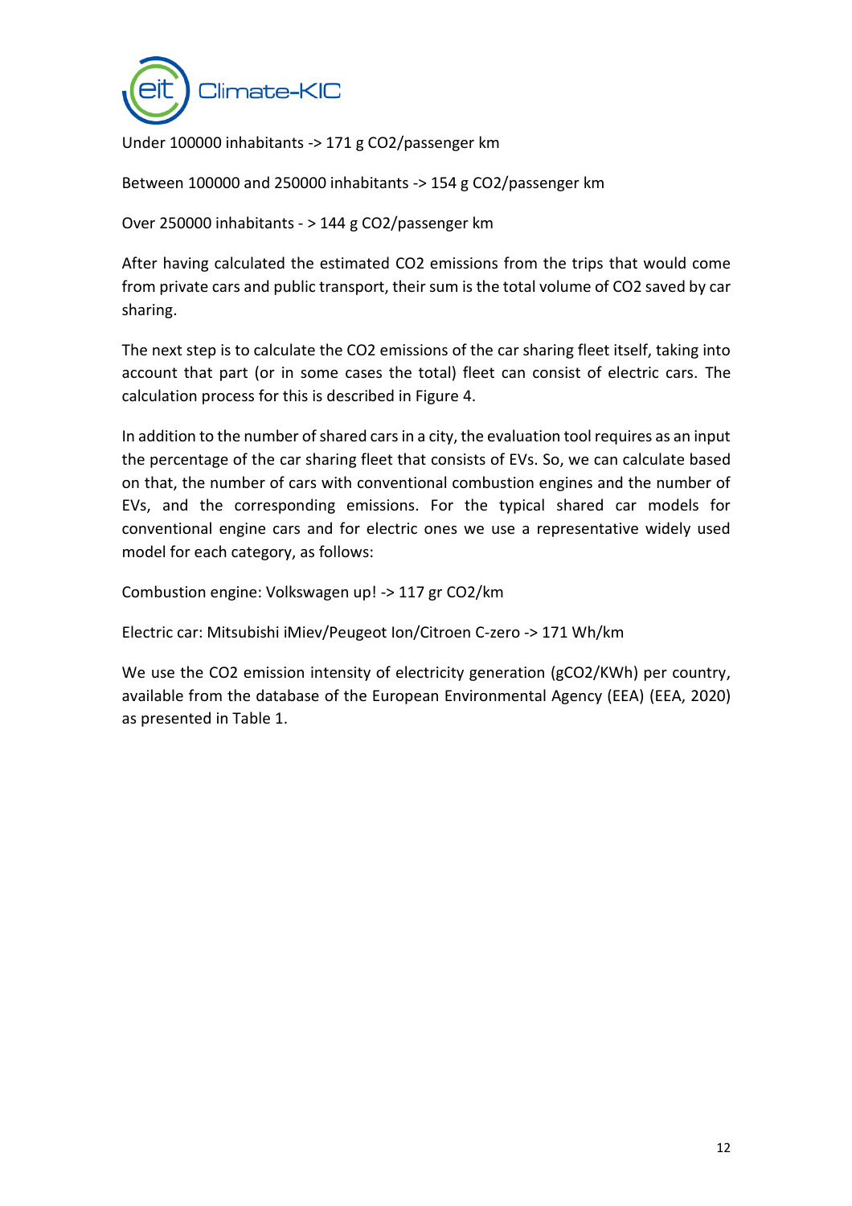Under 100000 inhabitants -> 171 g $CO_2$/passenger km

Between 100000 and 250000 inhabitants -> 154 g $CO_2$/passenger km

Over 250000 inhabitants - > 144 g $CO_2$/passenger km

After having calculated the estimated $CO_2$ emissions from the trips that would come from private cars and public transport, their sum is the total volume of $CO_2$ saved by car sharing.

The next step is to calculate the $CO_2$ emissions of the car sharing fleet itself, taking into account that part (or in some cases the total) fleet can consist of electric cars. The calculation process for this is described in Figure 4.

In addition to the number of shared cars in a city, the evaluation tool requires as an input the percentage of the car sharing fleet that consists of EVs. So, we can calculate based on that, the number of cars with conventional combustion engines and the number of EVs, and the corresponding emissions. For the typical shared car models for conventional engine cars and for electric ones we use a representative widely used model for each category, as follows:

Combustion engine: Volkswagen up! -> 117 gr $CO_2$/km

Electric car: Mitsubishi iMiev/Peugeot Ion/Citroen C-zero -> 171 Wh/km

We use the $CO_2$ emission intensity of electricity generation (g$CO_2$/KWh) per country, available from the database of the European Environmental Agency (EEA) (EEA, 2020) as presented in Table 1.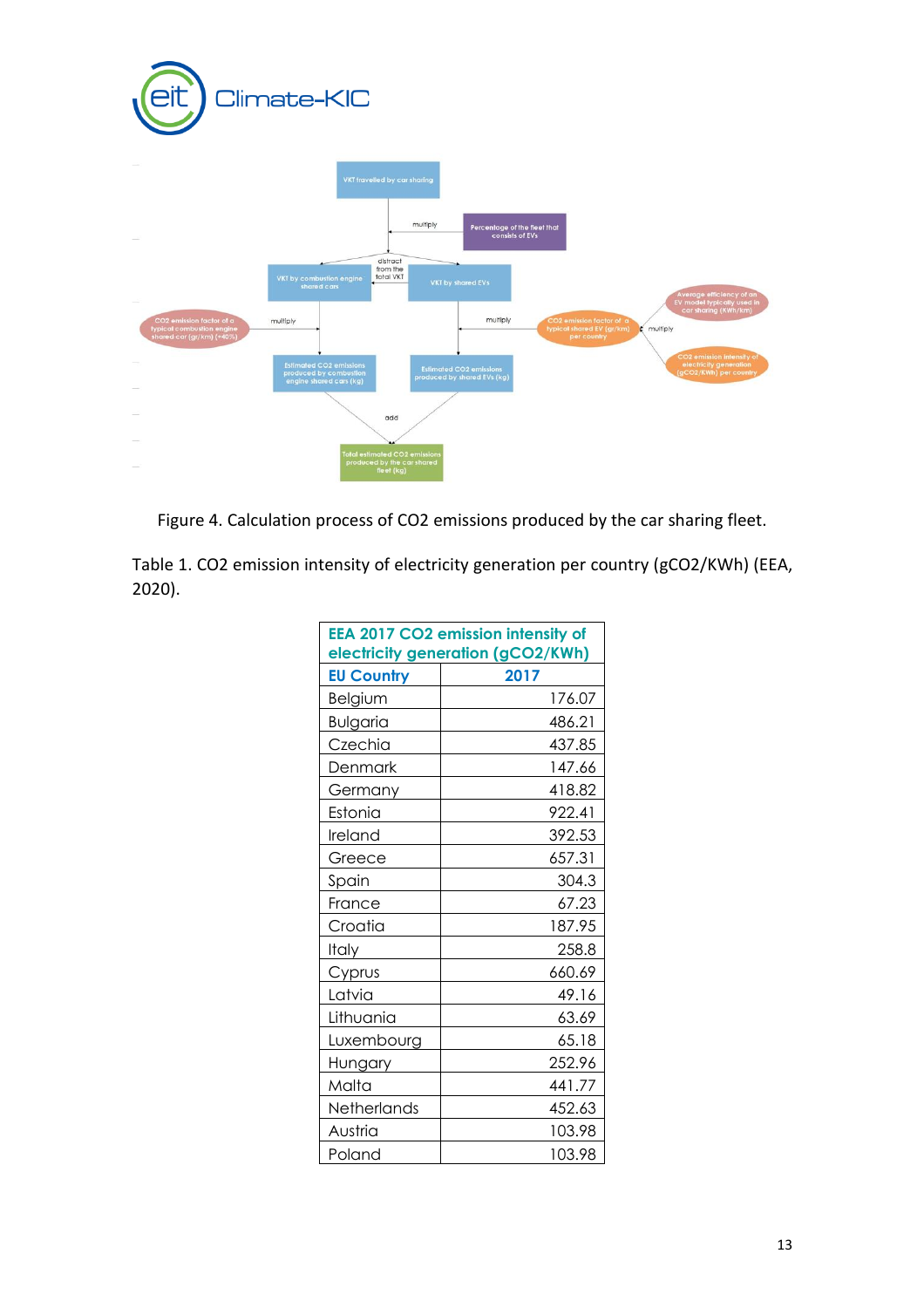Figure 4. Calculation process of $CO_2$ emissions produced by the car sharing fleet.

Table 1. $CO_2$ emission intensity of electricity generation per country (g$CO_2$/KWh) (EEA, 2020).

| EEA 2017 CO2 emission intensity of electricity generation (gCO2/KWh) | |
|---|---|
| **EU Country** | **2017** |
| Belgium | 176.07 |
| Bulgaria | 486.21 |
| Czechia | 437.85 |
| Denmark | 147.66 |
| Germany | 418.82 |
| Estonia | 922.41 |
| Ireland | 392.53 |
| Greece | 657.31 |
| Spain | 304.3 |
| France | 67.23 |
| Croatia | 187.95 |
| Italy | 258.8 |
| Cyprus | 660.69 |
| Latvia | 49.16 |
| Lithuania | 63.69 |
| Luxembourg | 65.18 |
| Hungary | 252.96 |
| Malta | 441.77 |
| Netherlands | 452.63 |
| Austria | 103.98 |
| Poland | 103.98 |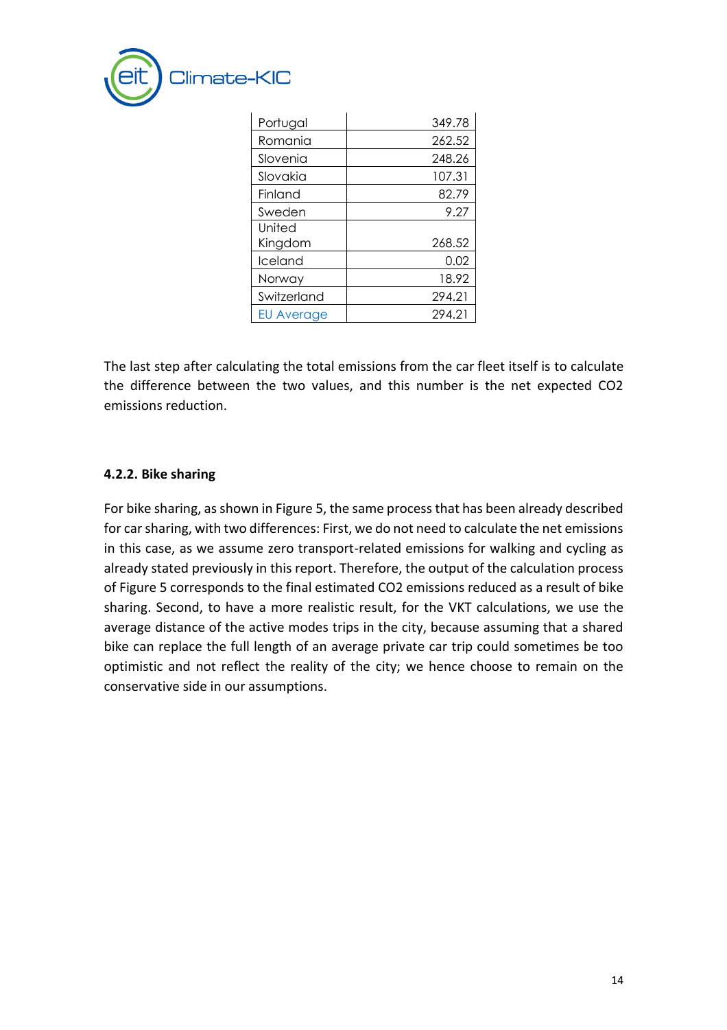| Portugal | 349.78 |
|---|---|
| Romania | 262.52 |
| Slovenia | 248.26 |
| Slovakia | 107.31 |
| Finland | 82.79 |
| Sweden | 9.27 |
| United Kingdom | 268.52 |
| Iceland | 0.02 |
| Norway | 18.92 |
| Switzerland | 294.21 |
| EU Average | 294.21 |

The last step after calculating the total emissions from the car fleet itself is to calculate the difference between the two values, and this number is the net expected $CO_2$ emissions reduction.

#### 4.2.2. Bike sharing

For bike sharing, as shown in Figure 5, the same process that has been already described for car sharing, with two differences: First, we do not need to calculate the net emissions in this case, as we assume zero transport-related emissions for walking and cycling as already stated previously in this report. Therefore, the output of the calculation process of Figure 5 corresponds to the final estimated $CO_2$ emissions reduced as a result of bike sharing. Second, to have a more realistic result, for the VKT calculations, we use the average distance of the active modes trips in the city, because assuming that a shared bike can replace the full length of an average private car trip could sometimes be too optimistic and not reflect the reality of the city; we hence choose to remain on the conservative side in our assumptions.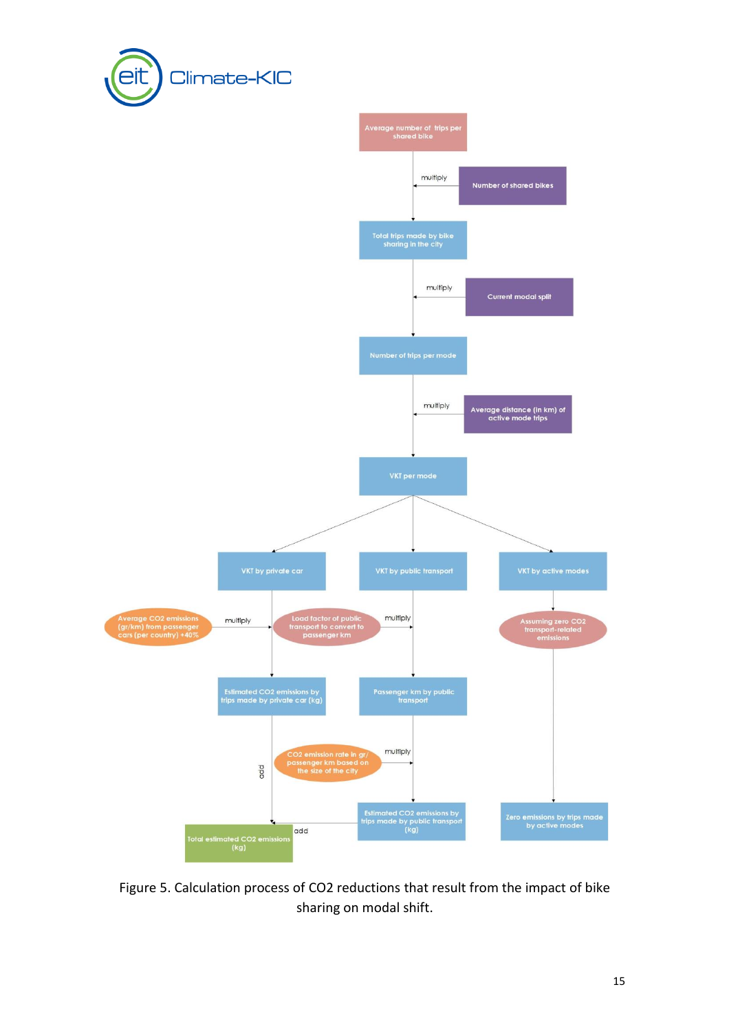Average number of trips per shared bike

multiply — Number of shared bikes

Total trips made by bike sharing in the city

multiply — Current modal split

Number of trips per mode

multiply — Average distance (in km) of active mode trips

VKT per mode

VKT by private car | VKT by public transport | VKT by active modes

Average $CO_2$ emissions (gr/km) from passenger cars (per country) +40% — multiply

Load factor of public transport to convert to passenger km — multiply

Assuming zero $CO_2$ transport-related emissions

Estimated $CO_2$ emissions by trips made by private car (kg)

Passenger km by public transport

$CO_2$ emission rate in gr/ passenger km based on the size of the city — multiply

add

Estimated $CO_2$ emissions by trips made by public transport (kg)

Zero emissions by trips made by active modes

add

Total estimated $CO_2$ emissions (kg)

Figure 5. Calculation process of $CO_2$ reductions that result from the impact of bike sharing on modal shift.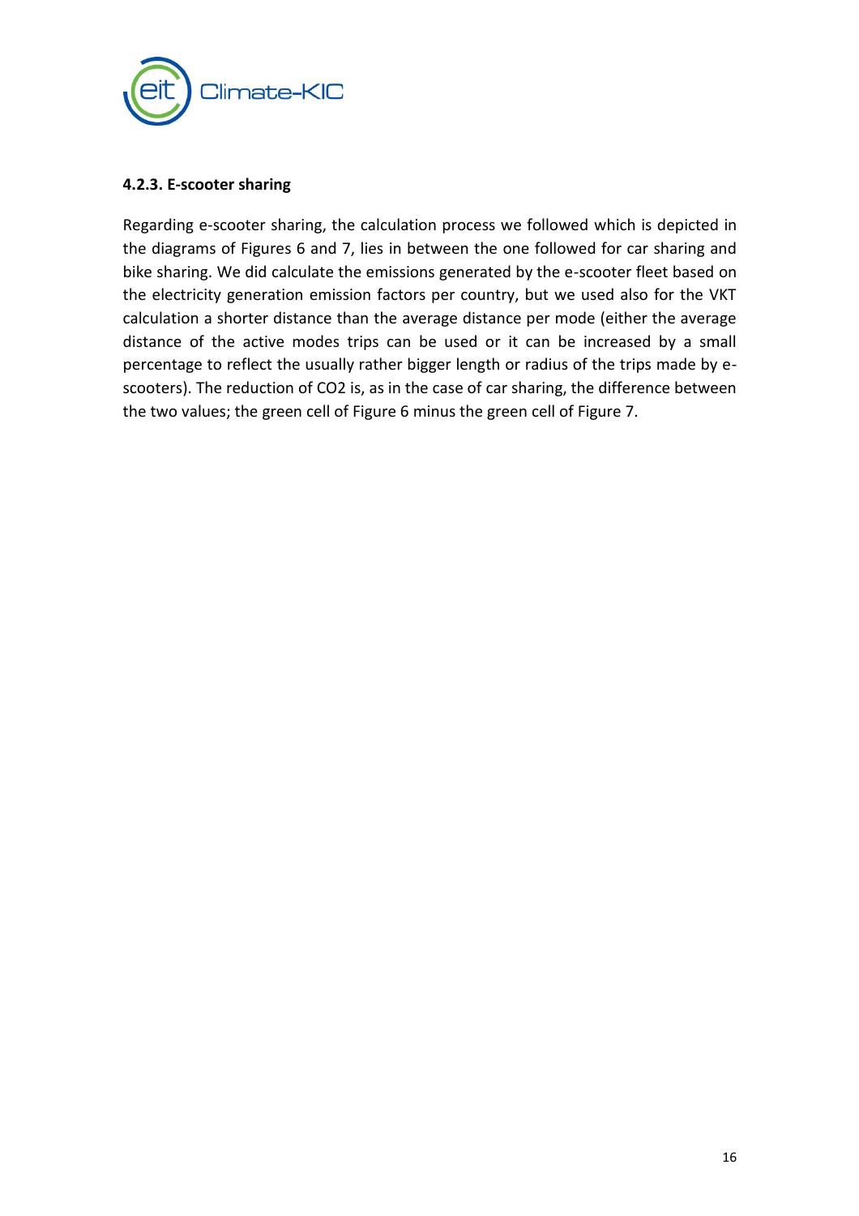#### 4.2.3. E-scooter sharing

Regarding e-scooter sharing, the calculation process we followed which is depicted in the diagrams of Figures 6 and 7, lies in between the one followed for car sharing and bike sharing. We did calculate the emissions generated by the e-scooter fleet based on the electricity generation emission factors per country, but we used also for the VKT calculation a shorter distance than the average distance per mode (either the average distance of the active modes trips can be used or it can be increased by a small percentage to reflect the usually rather bigger length or radius of the trips made by e-scooters). The reduction of $CO_2$ is, as in the case of car sharing, the difference between the two values; the green cell of Figure 6 minus the green cell of Figure 7.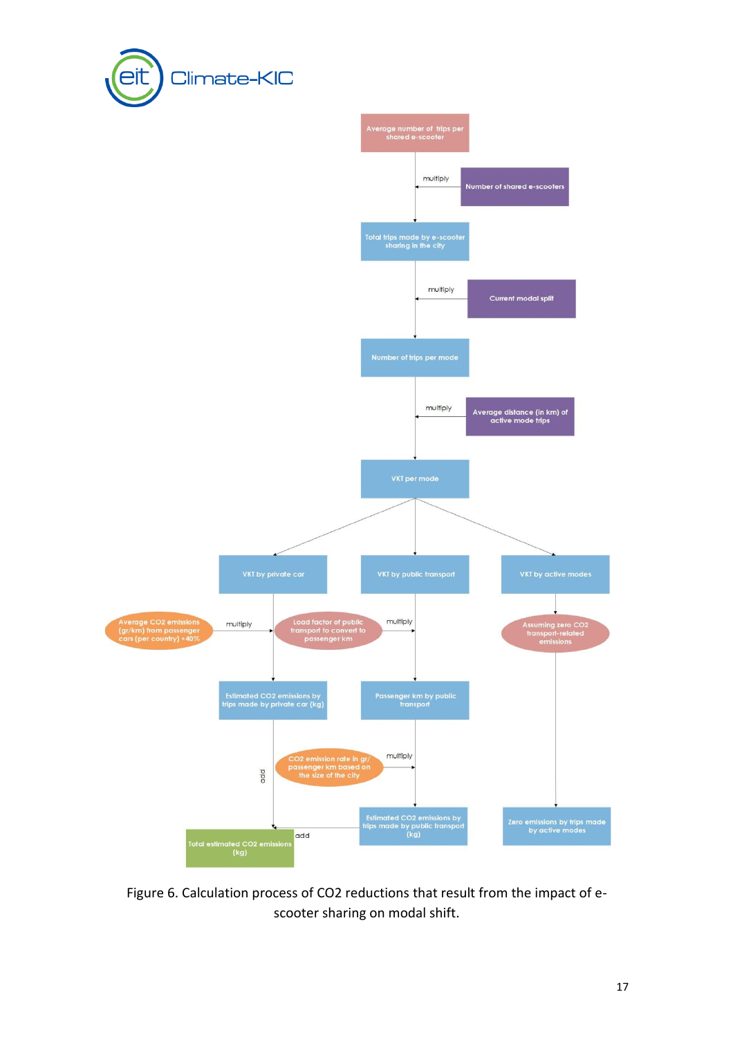Average number of trips per shared e-scooter

multiply

Number of shared e-scooters

Total trips made by e-scooter sharing in the city

multiply

Current modal split

Number of trips per mode

multiply

Average distance (in km) of active mode trips

VKT per mode

VKT by private car

VKT by public transport

VKT by active modes

Average $CO_2$ emissions (gr/km) from passenger cars (per country) +40%

multiply

Load factor of public transport to convert to passenger km

multiply

Assuming zero $CO_2$ transport-related emissions

Estimated $CO_2$ emissions by trips made by private car (kg)

Passenger km by public transport

$CO_2$ emission rate in gr/passenger km based on the size of the city

multiply

add

Estimated $CO_2$ emissions by trips made by public transport (kg)

Zero emissions by trips made by active modes

add

Total estimated $CO_2$ emissions (kg)

Figure 6. Calculation process of $CO_2$ reductions that result from the impact of e-scooter sharing on modal shift.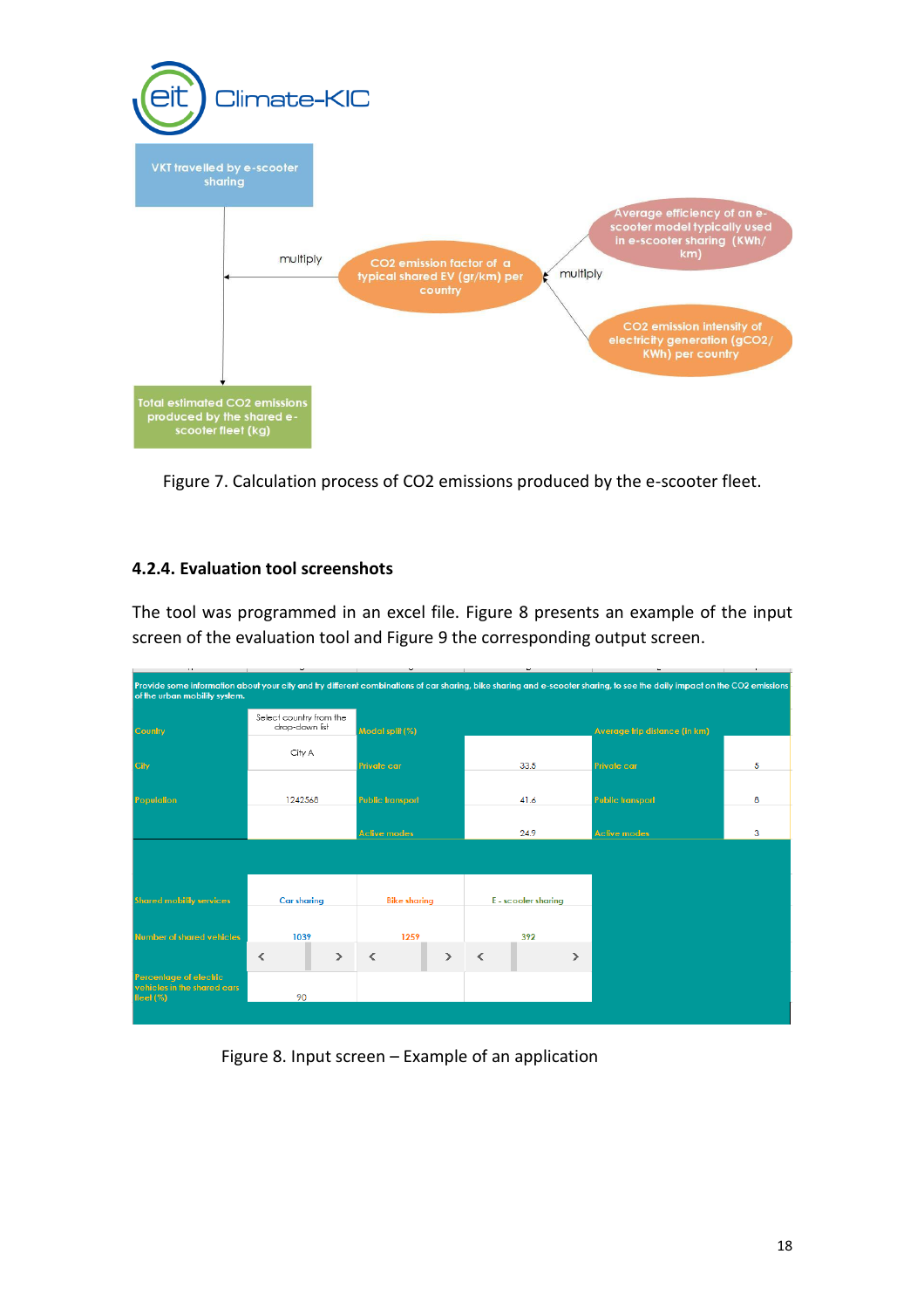VKT travelled by e-scooter sharing

multiply

CO2 emission factor of a typical shared EV (gr/km) per country

multiply

Average efficiency of an e-scooter model typically used in e-scooter sharing (KWh/km)

CO2 emission intensity of electricity generation (gCO2/KWh) per country

Total estimated CO2 emissions produced by the shared e-scooter fleet (kg)

Figure 7. Calculation process of CO2 emissions produced by the e-scooter fleet.

#### 4.2.4. Evaluation tool screenshots

The tool was programmed in an excel file. Figure 8 presents an example of the input screen of the evaluation tool and Figure 9 the corresponding output screen.

Provide some information about your city and try different combinations of car sharing, bike sharing and e-scooter sharing, to see the daily impact on the CO2 emissions of the urban mobility system.

| | | | | | |
|---|---|---|---|---|---|
| Country | Select country from the drop-down list | Modal split (%) | | Average trip distance (in km) | |
| City | City A | Private car | 33.5 | Private car | 5 |
| Population | 1242568 | Public transport | 41.6 | Public transport | 8 |
| | | Active modes | 24.9 | Active modes | 3 |

| | | | |
|---|---|---|---|
| Shared mobility services | Car sharing | Bike sharing | E - scooter sharing |
| Number of shared vehicles | 1039 | 1259 | 392 |
| Percentage of electric vehicles in the shared cars fleet (%) | 90 | | |

Figure 8. Input screen – Example of an application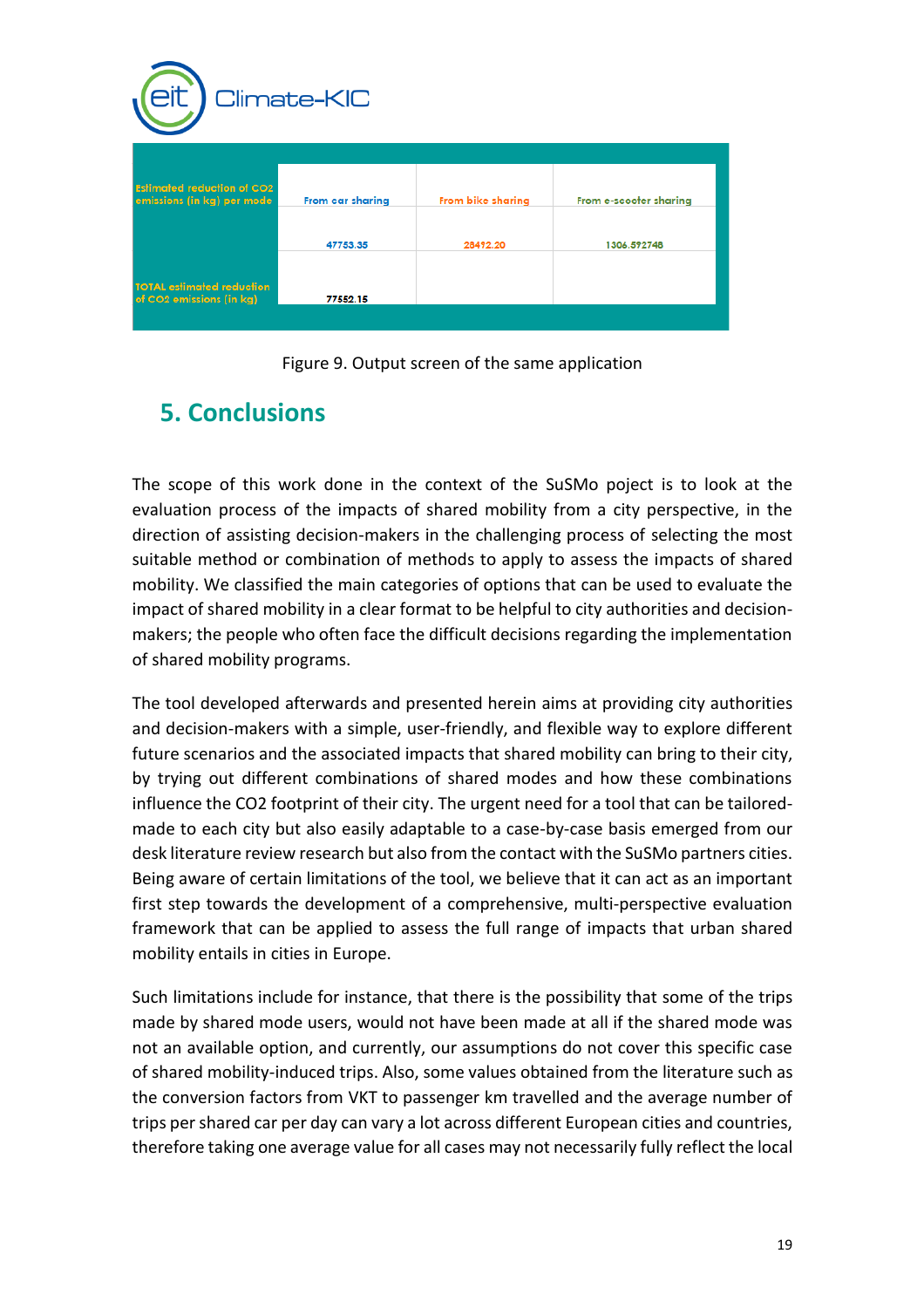| Estimated reduction of CO2 emissions (in kg) per mode | From car sharing | From bike sharing | From e-scooter sharing |
|---|---|---|---|
| | 47753.35 | 28492.20 | 1306.592748 |
| TOTAL estimated reduction of CO2 emissions (in kg) | 77552.15 | | |

Figure 9. Output screen of the same application

## 5. Conclusions

The scope of this work done in the context of the SuSMo poject is to look at the evaluation process of the impacts of shared mobility from a city perspective, in the direction of assisting decision-makers in the challenging process of selecting the most suitable method or combination of methods to apply to assess the impacts of shared mobility. We classified the main categories of options that can be used to evaluate the impact of shared mobility in a clear format to be helpful to city authorities and decision-makers; the people who often face the difficult decisions regarding the implementation of shared mobility programs.

The tool developed afterwards and presented herein aims at providing city authorities and decision-makers with a simple, user-friendly, and flexible way to explore different future scenarios and the associated impacts that shared mobility can bring to their city, by trying out different combinations of shared modes and how these combinations influence the $CO_2$ footprint of their city. The urgent need for a tool that can be tailored-made to each city but also easily adaptable to a case-by-case basis emerged from our desk literature review research but also from the contact with the SuSMo partners cities. Being aware of certain limitations of the tool, we believe that it can act as an important first step towards the development of a comprehensive, multi-perspective evaluation framework that can be applied to assess the full range of impacts that urban shared mobility entails in cities in Europe.

Such limitations include for instance, that there is the possibility that some of the trips made by shared mode users, would not have been made at all if the shared mode was not an available option, and currently, our assumptions do not cover this specific case of shared mobility-induced trips. Also, some values obtained from the literature such as the conversion factors from VKT to passenger km travelled and the average number of trips per shared car per day can vary a lot across different European cities and countries, therefore taking one average value for all cases may not necessarily fully reflect the local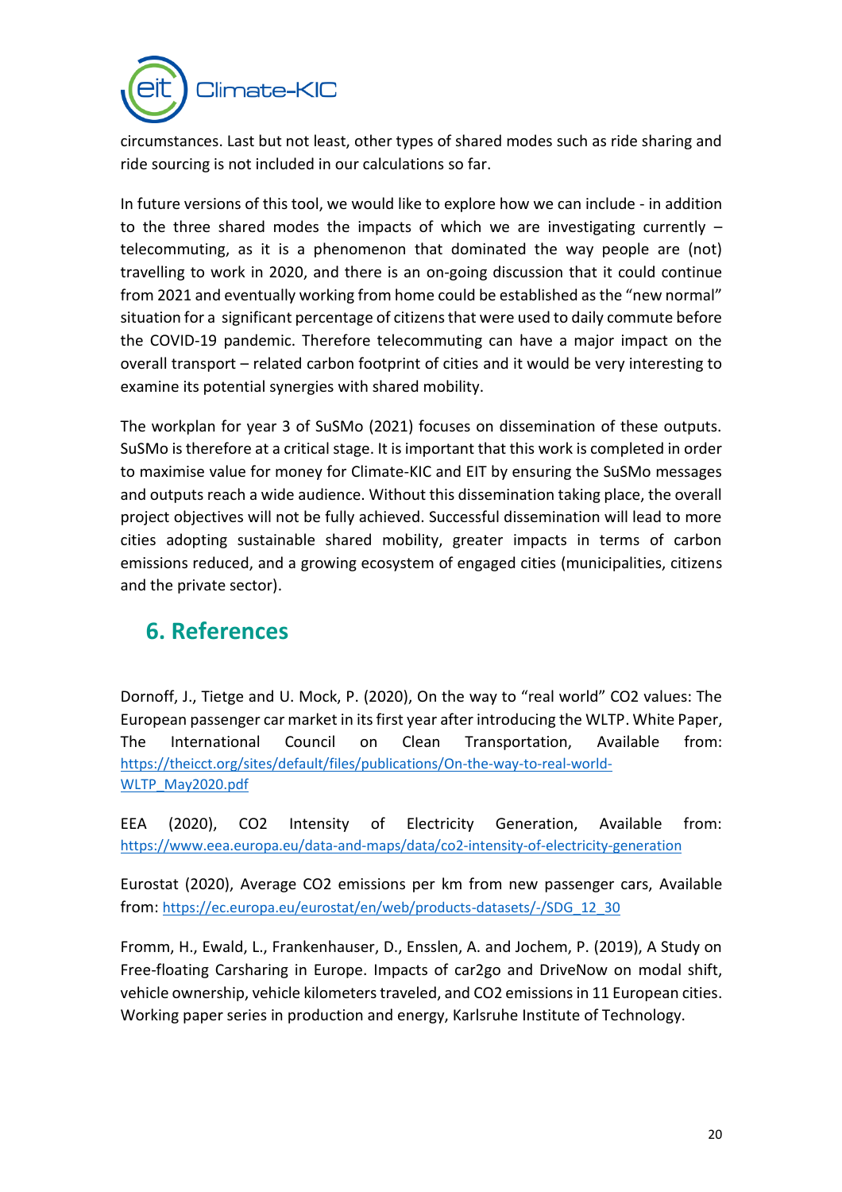circumstances. Last but not least, other types of shared modes such as ride sharing and ride sourcing is not included in our calculations so far.

In future versions of this tool, we would like to explore how we can include - in addition to the three shared modes the impacts of which we are investigating currently – telecommuting, as it is a phenomenon that dominated the way people are (not) travelling to work in 2020, and there is an on-going discussion that it could continue from 2021 and eventually working from home could be established as the "new normal" situation for a significant percentage of citizens that were used to daily commute before the COVID-19 pandemic. Therefore telecommuting can have a major impact on the overall transport – related carbon footprint of cities and it would be very interesting to examine its potential synergies with shared mobility.

The workplan for year 3 of SuSMo (2021) focuses on dissemination of these outputs. SuSMo is therefore at a critical stage. It is important that this work is completed in order to maximise value for money for Climate-KIC and EIT by ensuring the SuSMo messages and outputs reach a wide audience. Without this dissemination taking place, the overall project objectives will not be fully achieved. Successful dissemination will lead to more cities adopting sustainable shared mobility, greater impacts in terms of carbon emissions reduced, and a growing ecosystem of engaged cities (municipalities, citizens and the private sector).

## 6. References

Dornoff, J., Tietge and U. Mock, P. (2020), On the way to "real world" CO2 values: The European passenger car market in its first year after introducing the WLTP. White Paper, The International Council on Clean Transportation, Available from: https://theicct.org/sites/default/files/publications/On-the-way-to-real-world-WLTP_May2020.pdf

EEA (2020), CO2 Intensity of Electricity Generation, Available from: https://www.eea.europa.eu/data-and-maps/data/co2-intensity-of-electricity-generation

Eurostat (2020), Average CO2 emissions per km from new passenger cars, Available from: https://ec.europa.eu/eurostat/en/web/products-datasets/-/SDG_12_30

Fromm, H., Ewald, L., Frankenhauser, D., Ensslen, A. and Jochem, P. (2019), A Study on Free-floating Carsharing in Europe. Impacts of car2go and DriveNow on modal shift, vehicle ownership, vehicle kilometers traveled, and CO2 emissions in 11 European cities. Working paper series in production and energy, Karlsruhe Institute of Technology.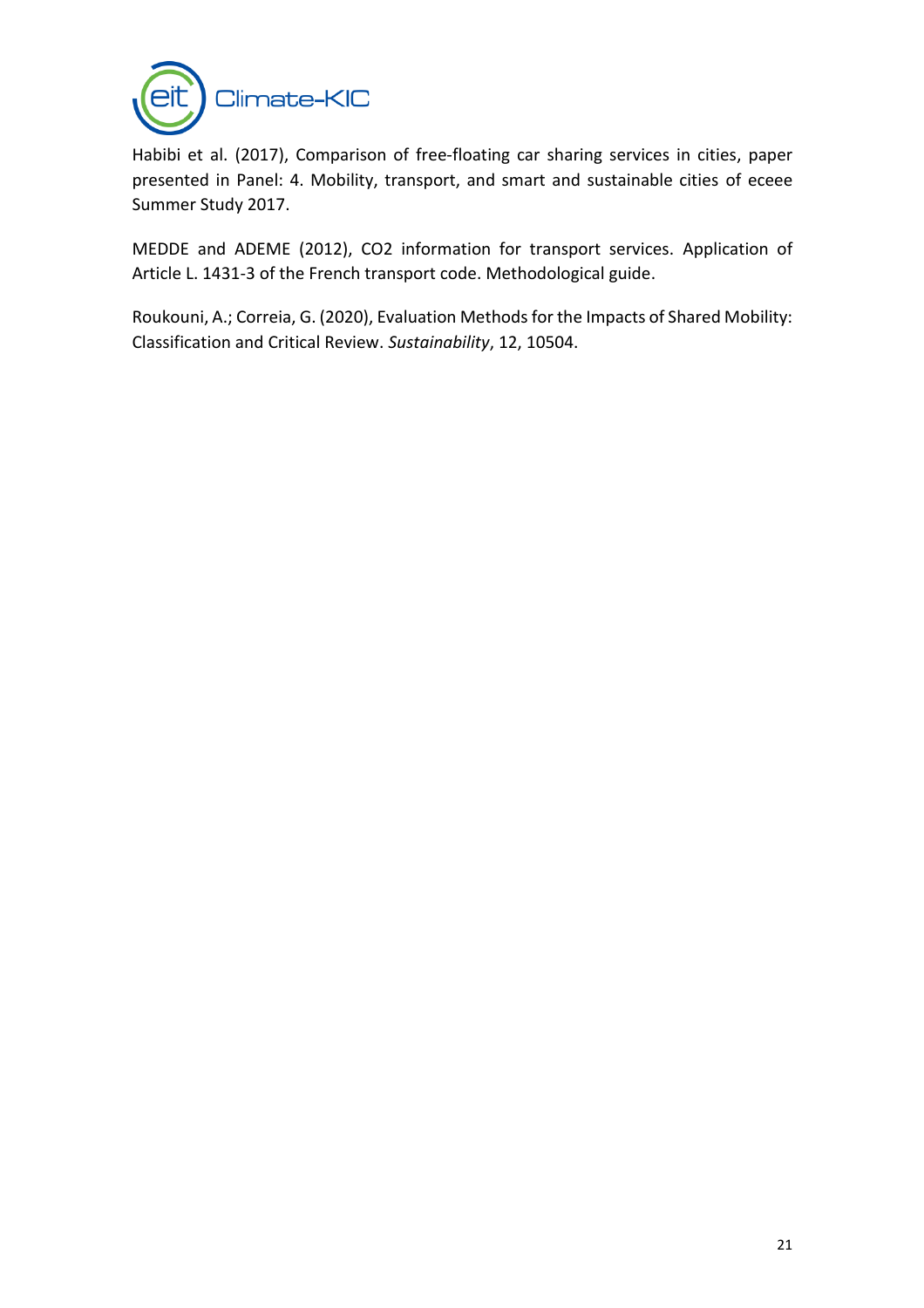Habibi et al. (2017), Comparison of free-floating car sharing services in cities, paper presented in Panel: 4. Mobility, transport, and smart and sustainable cities of eceee Summer Study 2017.

MEDDE and ADEME (2012), CO2 information for transport services. Application of Article L. 1431-3 of the French transport code. Methodological guide.

Roukouni, A.; Correia, G. (2020), Evaluation Methods for the Impacts of Shared Mobility: Classification and Critical Review. *Sustainability*, 12, 10504.